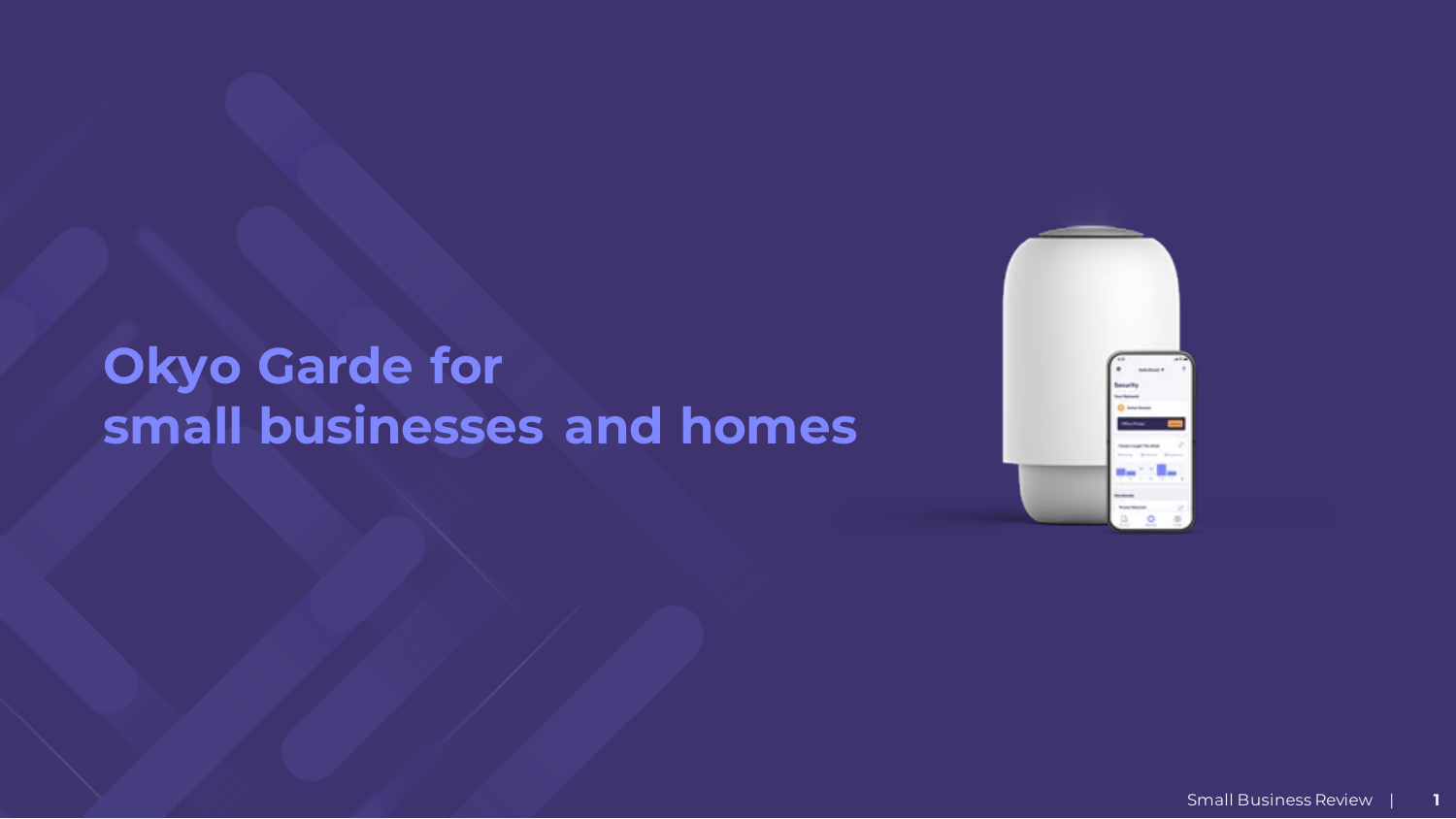# Okyo Garde for small businesses and homes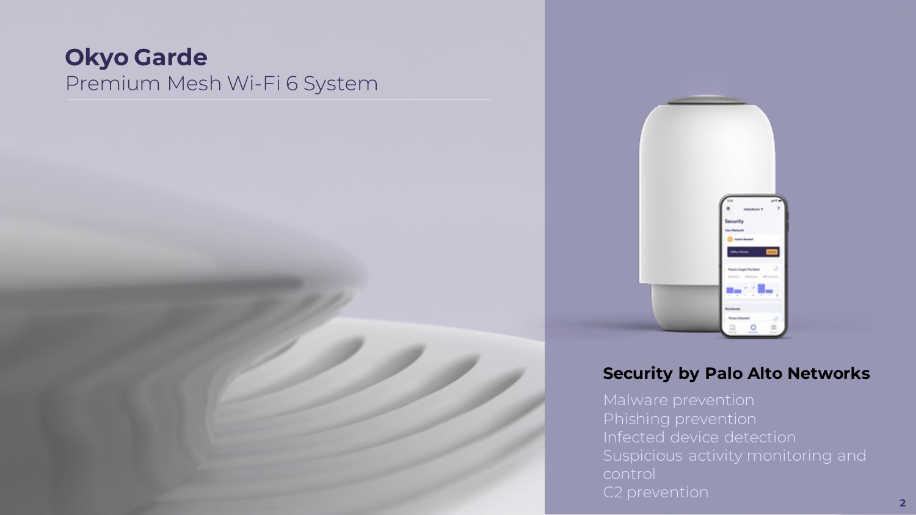# Okyo Garde

Premium Mesh Wi-Fi 6 System

## Security by Palo Alto Networks

- Malware prevention
- Phishing prevention
- Infected device detection
- Suspicious activity monitoring and control
- C2 prevention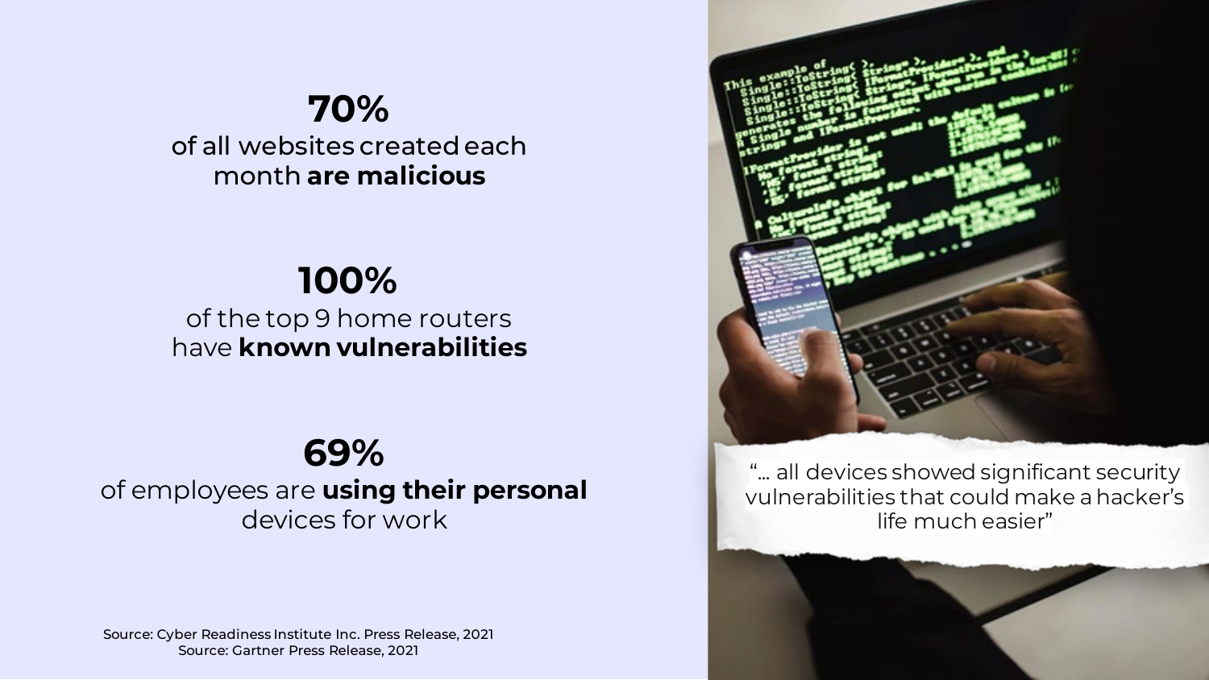**70%**
of all websites created each month **are malicious**

**100%**
of the top 9 home routers have **known vulnerabilities**

**69%**
of employees are **using their personal** devices for work

Source: Cyber Readiness Institute Inc. Press Release, 2021
Source: Gartner Press Release, 2021

"… all devices showed significant security vulnerabilities that could make a hacker's life much easier"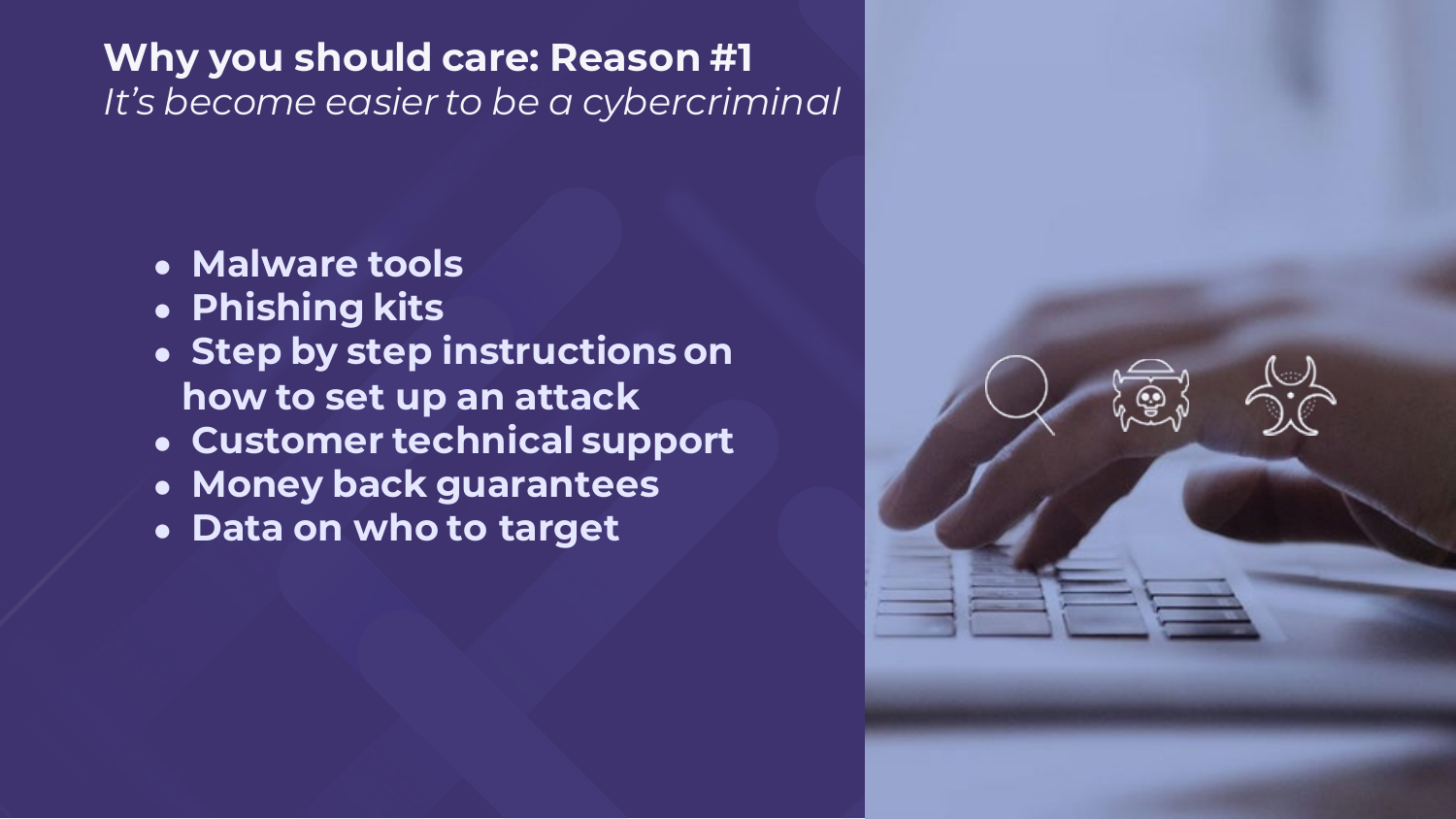## Why you should care: Reason #1

*It's become easier to be a cybercriminal*

- **Malware tools**
- **Phishing kits**
- **Step by step instructions on how to set up an attack**
- **Customer technical support**
- **Money back guarantees**
- **Data on who to target**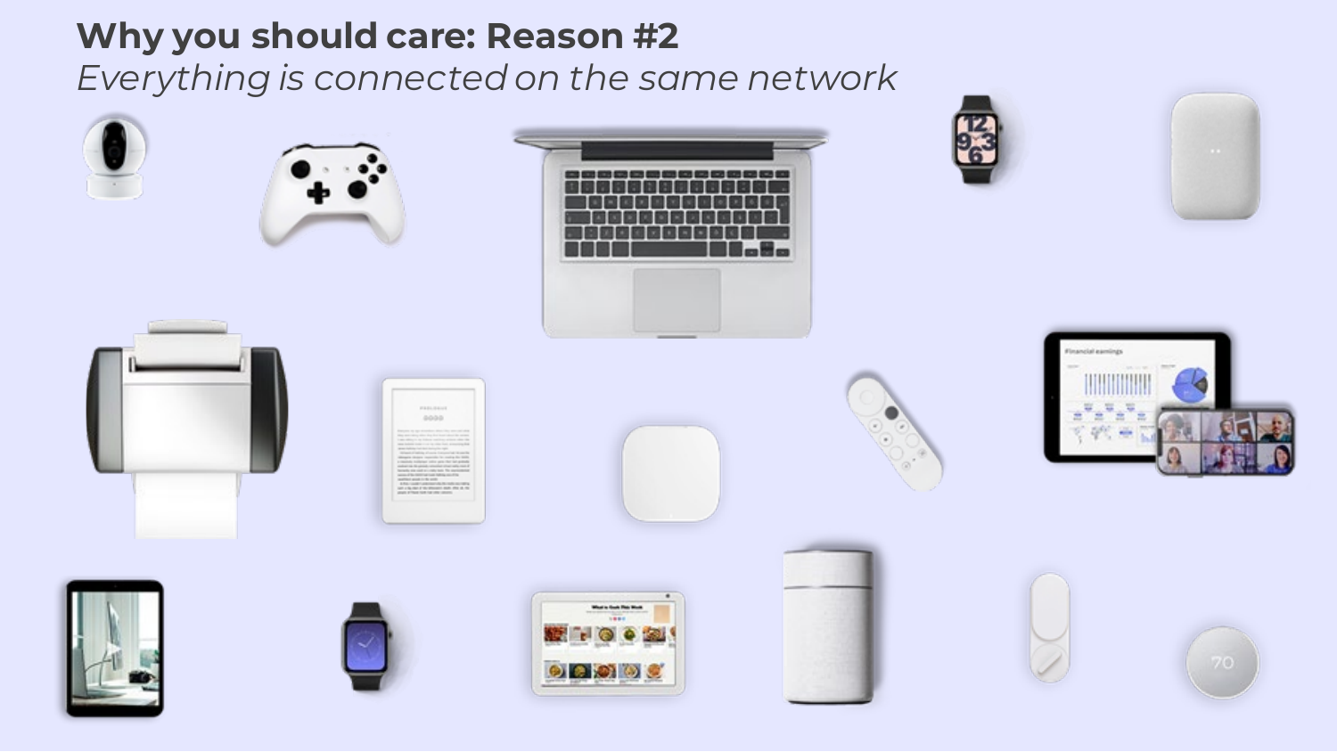# Why you should care: Reason #2

*Everything is connected on the same network*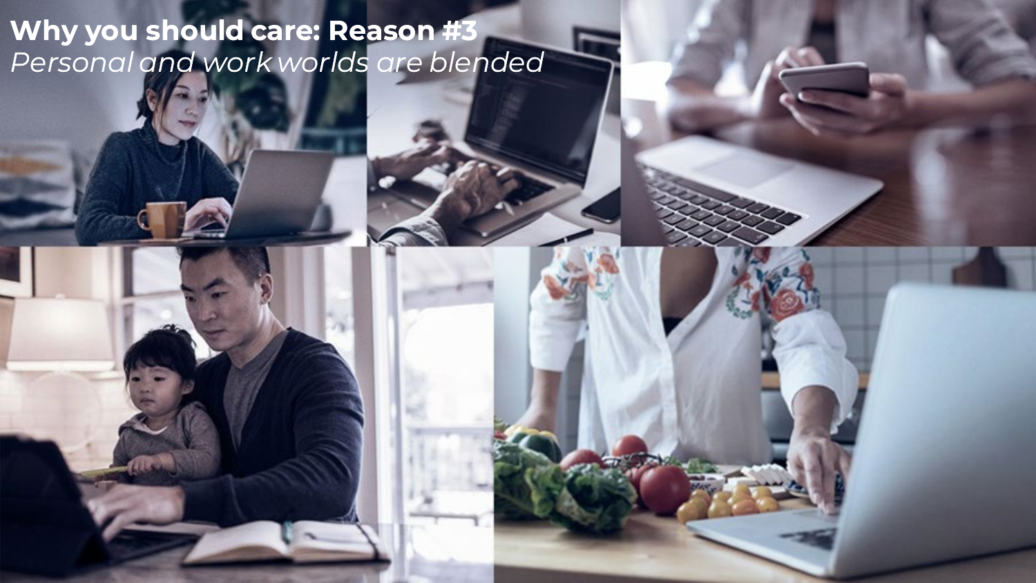**Why you should care: Reason #3**

*Personal and work worlds are blended*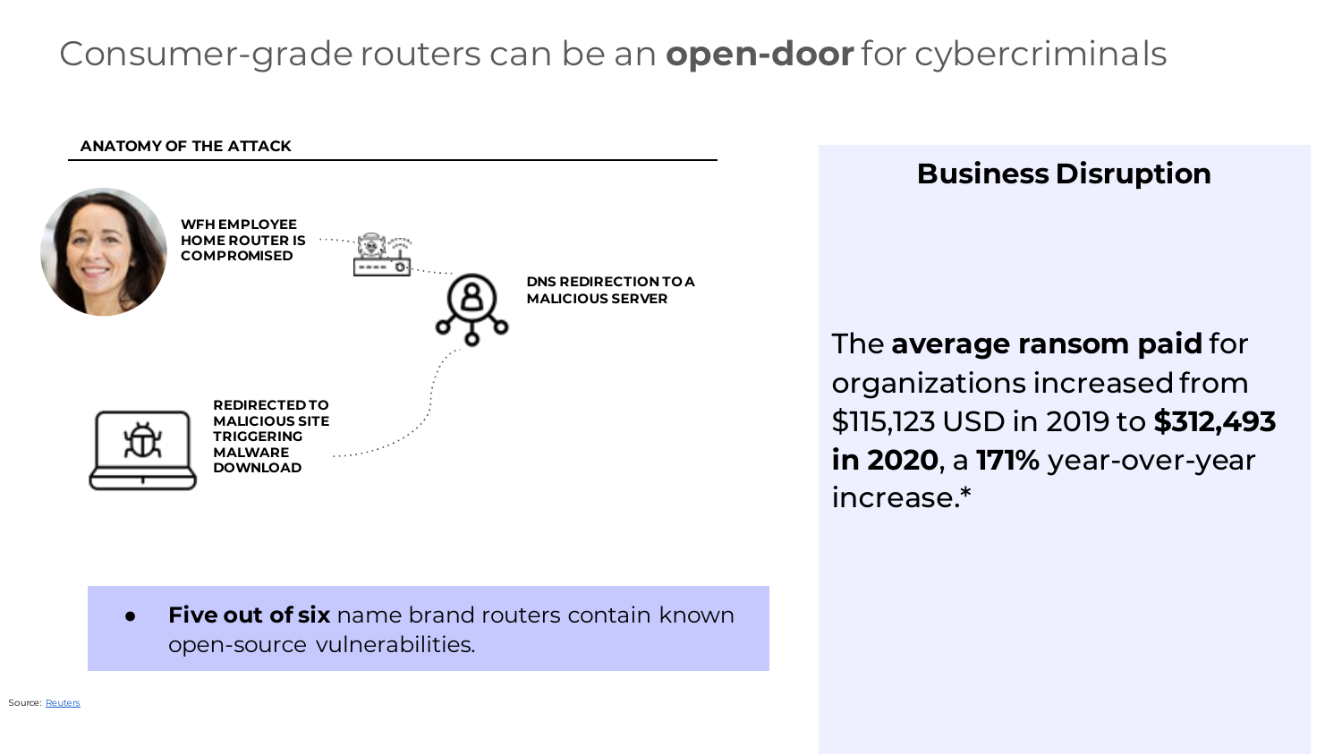# Consumer-grade routers can be an **open-door** for cybercriminals

**ANATOMY OF THE ATTACK**

**WFH EMPLOYEE HOME ROUTER IS COMPROMISED**

**DNS REDIRECTION TO A MALICIOUS SERVER**

**REDIRECTED TO MALICIOUS SITE TRIGGERING MALWARE DOWNLOAD**

- **Five out of six** name brand routers contain known open-source vulnerabilities.

## Business Disruption

The **average ransom paid** for organizations increased from $115,123 USD in 2019 to **$312,493 in 2020**, a **171%** year-over-year increase.*

Source: Reuters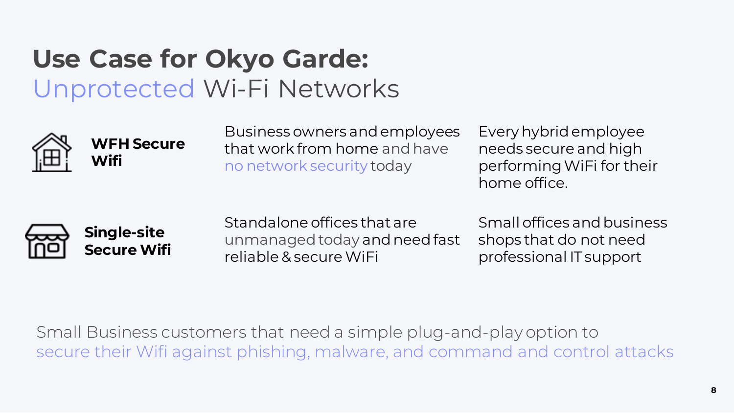# Use Case for Okyo Garde: Unprotected Wi-Fi Networks

| | | |
|---|---|---|
| **WFH Secure Wifi** | Business owners and employees that work from home and have no network security today | Every hybrid employee needs secure and high performing WiFi for their home office. |
| **Single-site Secure Wifi** | Standalone offices that are unmanaged today and need fast reliable & secure WiFi | Small offices and business shops that do not need professional IT support |

Small Business customers that need a simple plug-and-play option to secure their Wifi against phishing, malware, and command and control attacks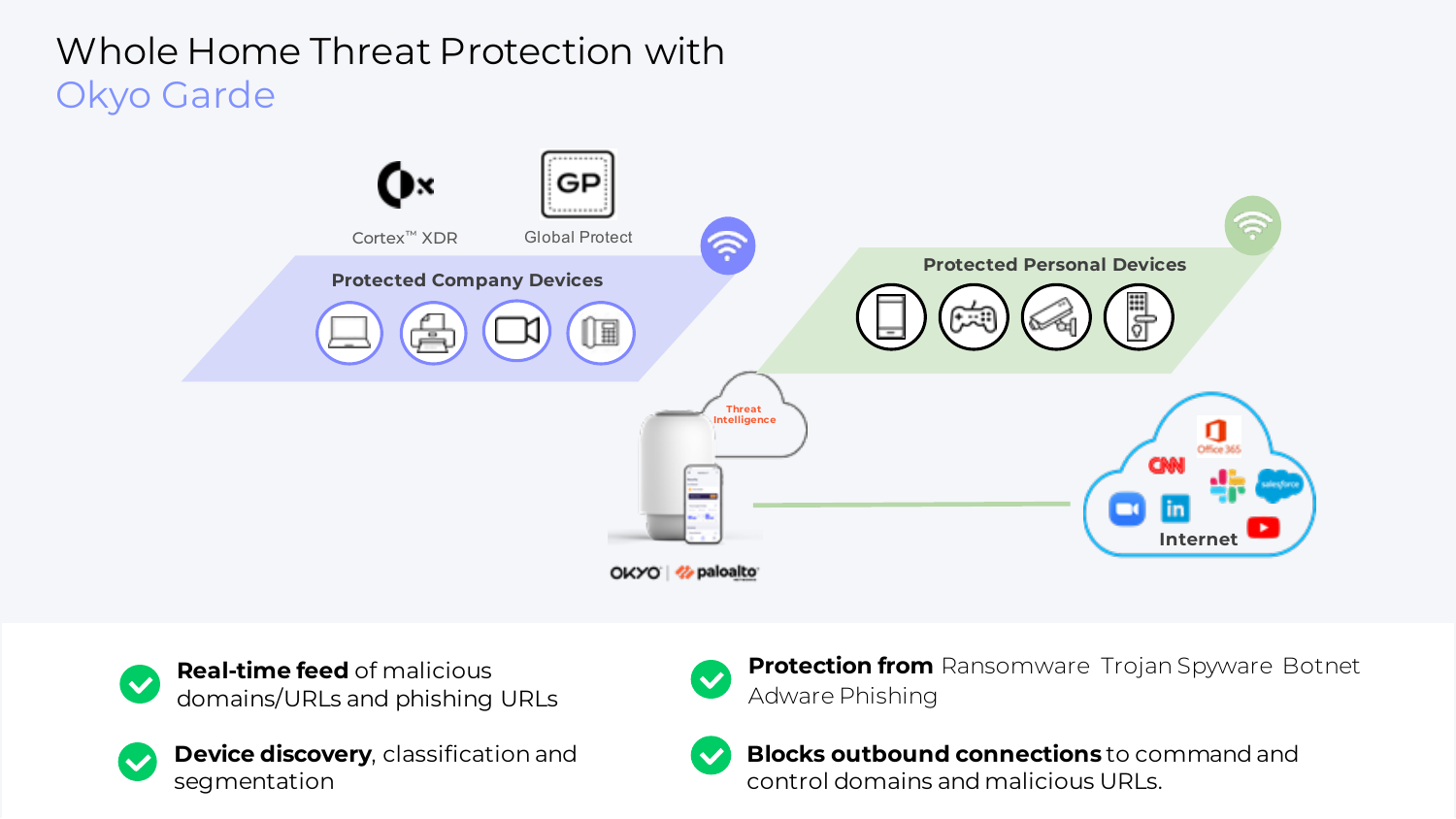# Whole Home Threat Protection with Okyo Garde

Cortex™ XDR

Global Protect

**Protected Company Devices**

**Protected Personal Devices**

Threat Intelligence

Internet

- **Real-time feed** of malicious domains/URLs and phishing URLs
- **Device discovery**, classification and segmentation
- **Protection from** Ransomware Trojan Spyware Botnet Adware Phishing
- **Blocks outbound connections** to command and control domains and malicious URLs.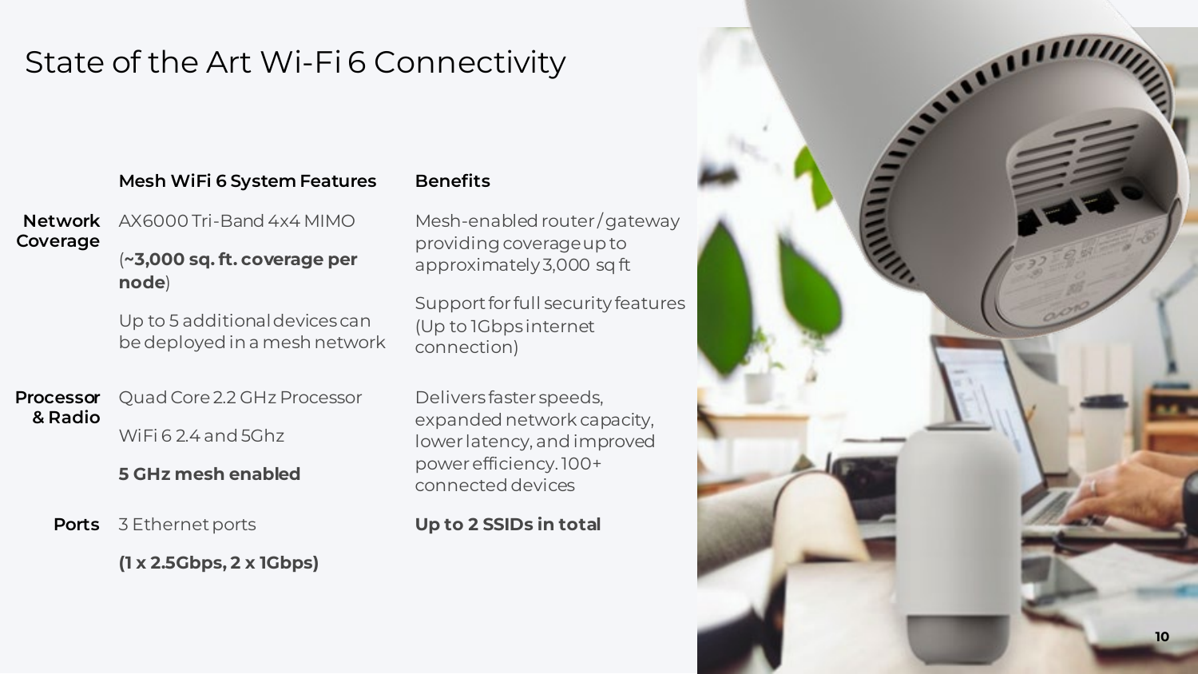# State of the Art Wi-Fi 6 Connectivity

| | Mesh WiFi 6 System Features | Benefits |
|---|---|---|
| **Network Coverage** | AX6000 Tri-Band 4x4 MIMO<br><br>(**~3,000 sq. ft. coverage per node**)<br><br>Up to 5 additional devices can be deployed in a mesh network | Mesh-enabled router/gateway providing coverage up to approximately 3,000 sq ft<br><br>Support for full security features (Up to 1Gbps internet connection) |
| **Processor & Radio** | Quad Core 2.2 GHz Processor<br><br>WiFi 6 2.4 and 5Ghz<br><br>**5 GHz mesh enabled** | Delivers faster speeds, expanded network capacity, lower latency, and improved power efficiency. 100+ connected devices |
| **Ports** | 3 Ethernet ports<br><br>**(1 x 2.5Gbps, 2 x 1Gbps)** | **Up to 2 SSIDs in total** |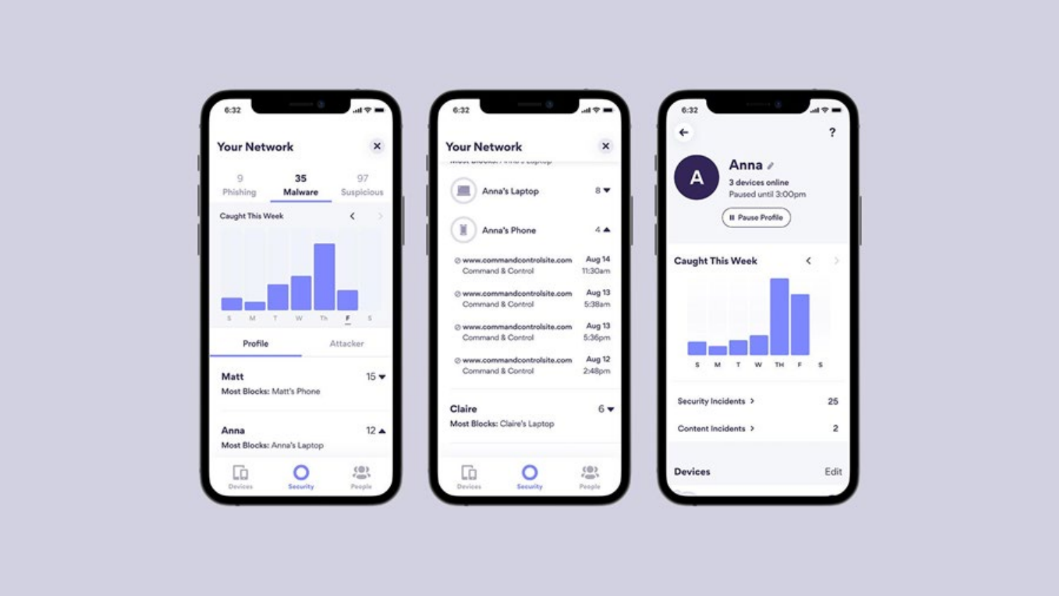**Your Network**

| 9 | 35 | 97 |
|---|---|---|
| Phishing | Malware | Suspicious |

Caught This Week

S M T W Th F S

Profile | Attacker

**Matt** 15
Most Blocks: Matt's Phone

**Anna** 12
Most Blocks: Anna's Laptop

Devices | Security | People

**Your Network**

Anna's Laptop 8

Anna's Phone 4

| | |
|---|---|
| www.commandcontrolsite.com Command & Control | Aug 14 11:30am |
| www.commandcontrolsite.com Command & Control | Aug 13 5:38am |
| www.commandcontrolsite.com Command & Control | Aug 13 5:36pm |
| www.commandcontrolsite.com Command & Control | Aug 12 2:48pm |

**Claire** 6
Most Blocks: Claire's Laptop

Devices | Security | People

**Anna**
3 devices online
Paused until 3:00pm

Pause Profile

**Caught This Week**

S M T W TH F S

Security Incidents 25

Content Incidents 2

**Devices** Edit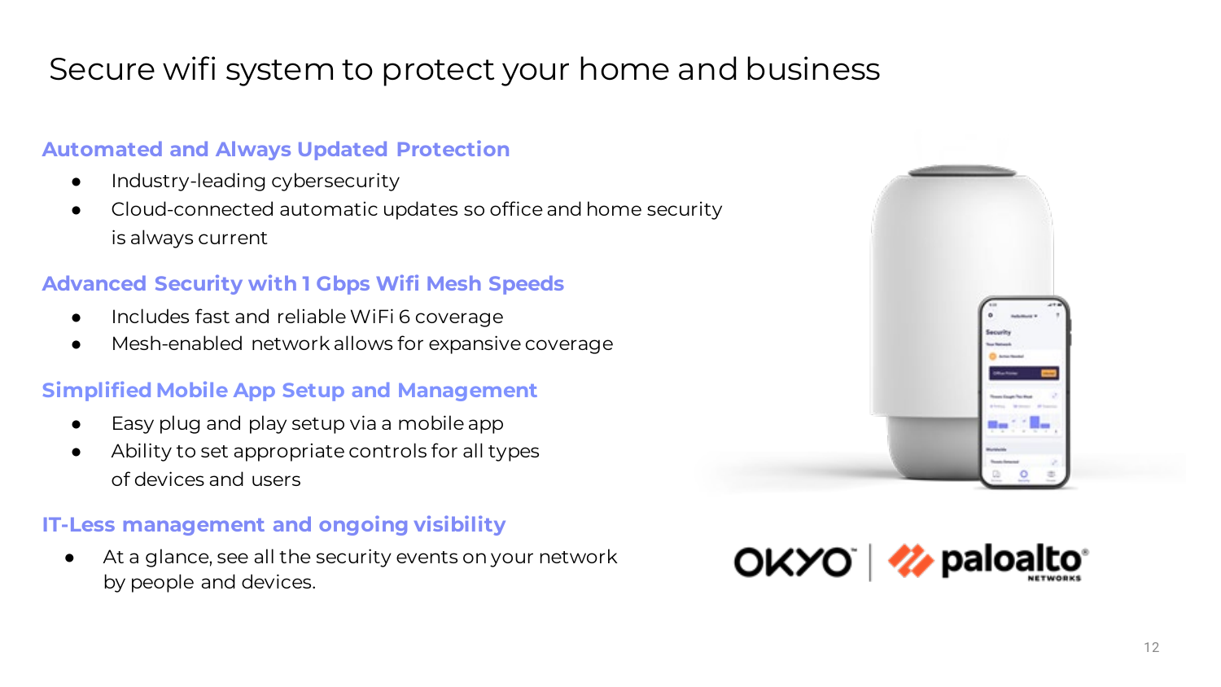# Secure wifi system to protect your home and business

### Automated and Always Updated Protection

- Industry-leading cybersecurity
- Cloud-connected automatic updates so office and home security is always current

### Advanced Security with 1 Gbps Wifi Mesh Speeds

- Includes fast and reliable WiFi 6 coverage
- Mesh-enabled network allows for expansive coverage

### Simplified Mobile App Setup and Management

- Easy plug and play setup via a mobile app
- Ability to set appropriate controls for all types of devices and users

### IT-Less management and ongoing visibility

- At a glance, see all the security events on your network by people and devices.

OKYO | paloalto NETWORKS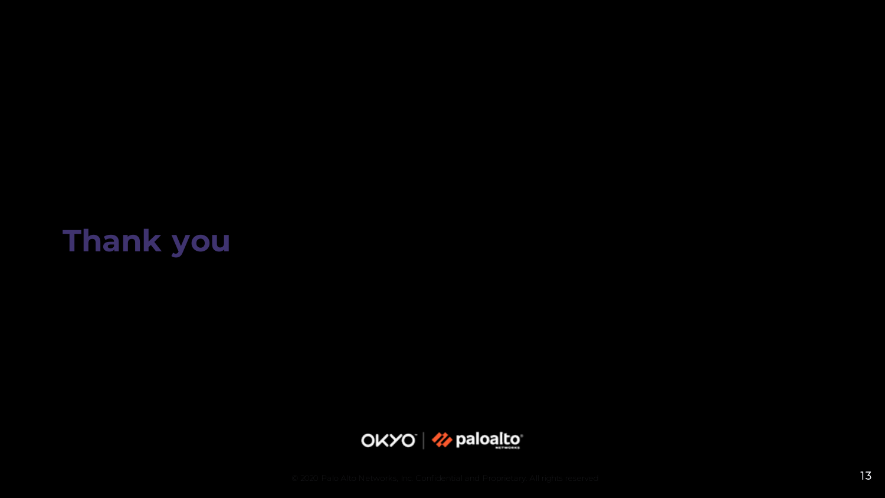# Thank you

OKYO | paloalto NETWORKS

© 2020 Palo Alto Networks, Inc. Confidential and Proprietary. All rights reserved.